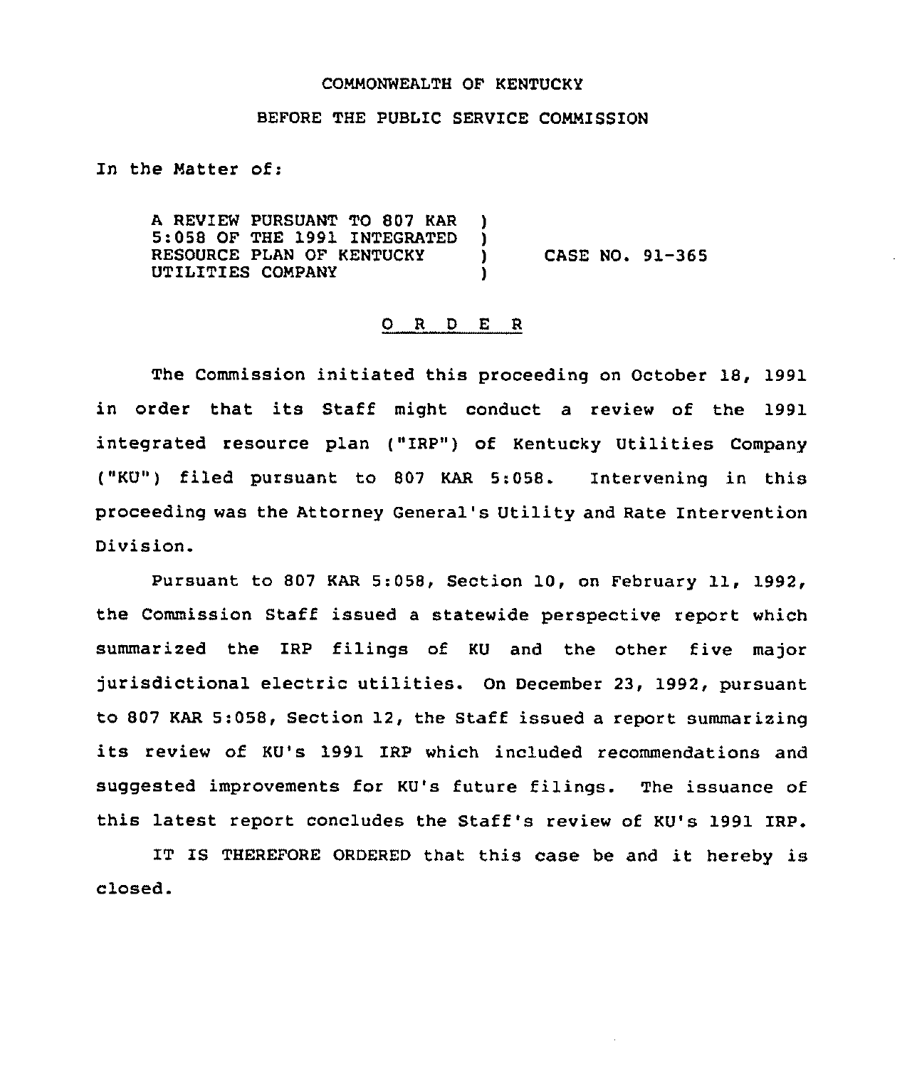COMMONWEALTH OF KENTUCKY

BEFORE THE PUBLIC SERVICE COMMISSION

In the Matter of:

| | | |
|---|---|---|
| A REVIEW PURSUANT TO 807 KAR 5:058 OF THE 1991 INTEGRATED RESOURCE PLAN OF KENTUCKY UTILITIES COMPANY | ) | CASE NO. 91-365 |

## O R D E R

The Commission initiated this proceeding on October 18, 1991 in order that its Staff might conduct a review of the 1991 integrated resource plan ("IRP") of Kentucky Utilities Company ("KU") filed pursuant to 807 KAR 5:058. Intervening in this proceeding was the Attorney General's Utility and Rate Intervention Division.

Pursuant to 807 KAR 5:058, Section 10, on February 11, 1992, the Commission Staff issued a statewide perspective report which summarized the IRP filings of KU and the other five major jurisdictional electric utilities. On December 23, 1992, pursuant to 807 KAR 5:058, Section 12, the Staff issued a report summarizing its review of KU's 1991 IRP which included recommendations and suggested improvements for KU's future filings. The issuance of this latest report concludes the Staff's review of KU's 1991 IRP.

IT IS THEREFORE ORDERED that this case be and it hereby is closed.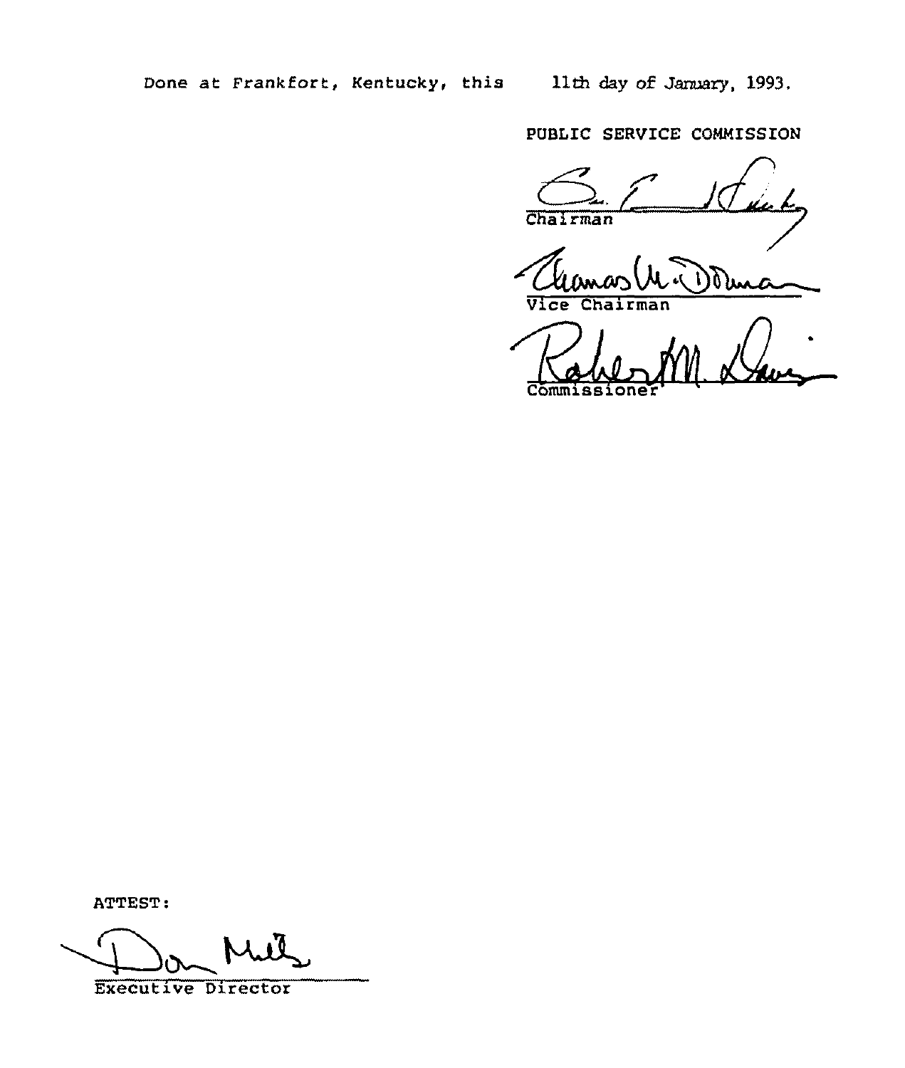Done at Frankfort, Kentucky, this 11th day of January, 1993.

PUBLIC SERVICE COMMISSION

Chairman

Vice Chairman

Commissioner

ATTEST:

Executive Director